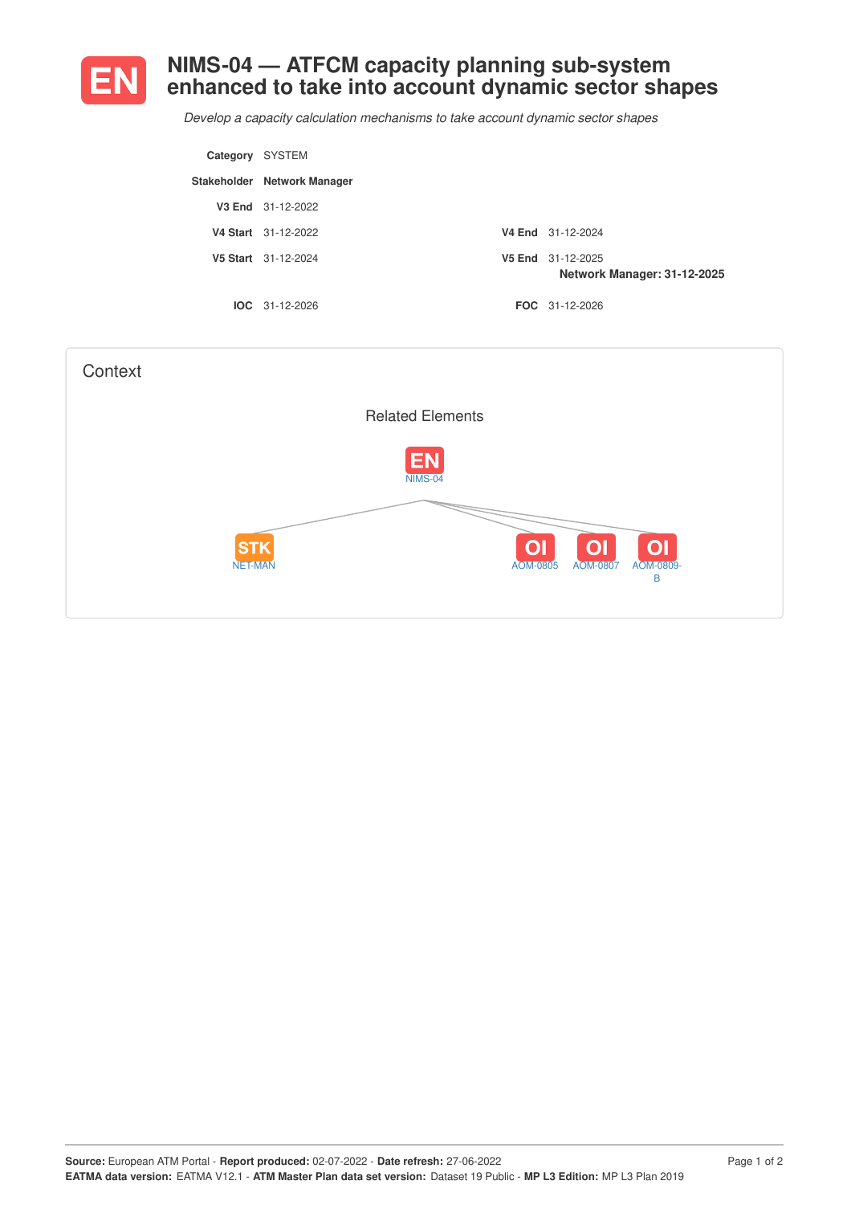# NIMS-04 — ATFCM capacity planning sub-system enhanced to take into account dynamic sector shapes

*Develop a capacity calculation mechanisms to take account dynamic sector shapes*

| | | | |
|---|---|---|---|
| **Category** | SYSTEM | | |
| **Stakeholder** | **Network Manager** | | |
| **V3 End** | 31-12-2022 | | |
| **V4 Start** | 31-12-2022 | **V4 End** | 31-12-2024 |
| **V5 Start** | 31-12-2024 | **V5 End** | 31-12-2025<br>**Network Manager: 31-12-2025** |
| **IOC** | 31-12-2026 | **FOC** | 31-12-2026 |

## Context

### Related Elements

EN NIMS-04

STK NET-MAN

OI AOM-0805

OI AOM-0807

OI AOM-0809-B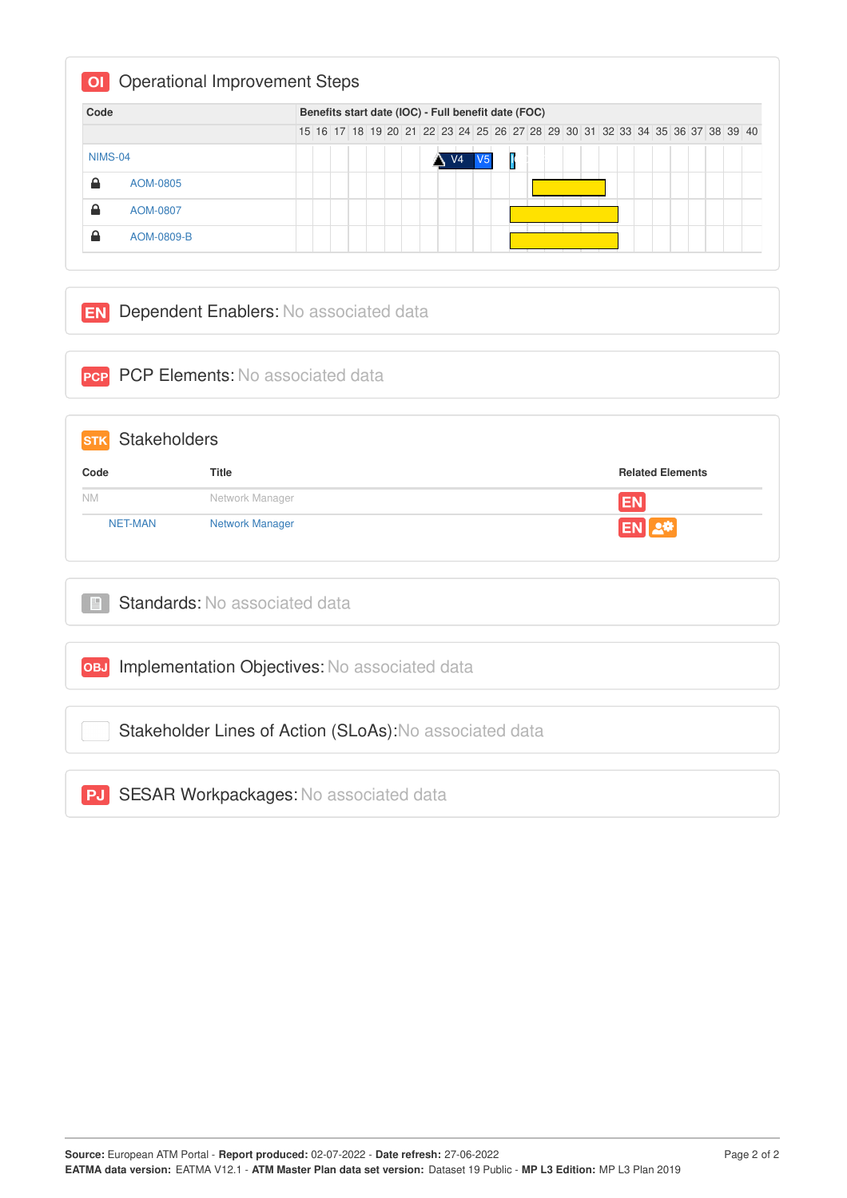## OI Operational Improvement Steps

| Code | Benefits start date (IOC) - Full benefit date (FOC) |
|---|---|
| | 15 16 17 18 19 20 21 22 23 24 25 26 27 28 29 30 31 32 33 34 35 36 37 38 39 40 |
| NIMS-04 | V4 V5 |
| AOM-0805 | |
| AOM-0807 | |
| AOM-0809-B | |

## EN Dependent Enablers: No associated data

## PCP PCP Elements: No associated data

## STK Stakeholders

| Code | Title | Related Elements |
|---|---|---|
| NM | Network Manager | EN |
| NET-MAN | Network Manager | EN |

## Standards: No associated data

## OBJ Implementation Objectives: No associated data

## Stakeholder Lines of Action (SLoAs): No associated data

## PJ SESAR Workpackages: No associated data

**Source:** European ATM Portal - **Report produced:** 02-07-2022 - **Date refresh:** 27-06-2022
**EATMA data version:** EATMA V12.1 - **ATM Master Plan data set version:** Dataset 19 Public - **MP L3 Edition:** MP L3 Plan 2019